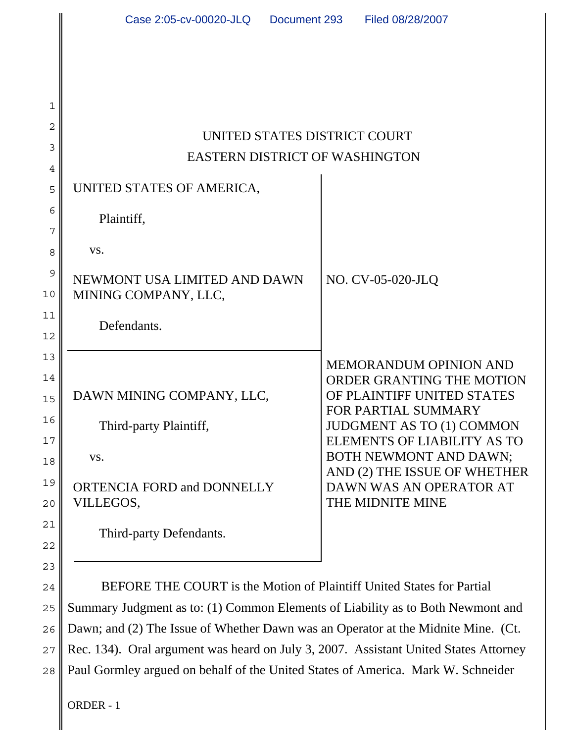UNITED STATES DISTRICT COURT
EASTERN DISTRICT OF WASHINGTON

UNITED STATES OF AMERICA,

Plaintiff,

vs.

NEWMONT USA LIMITED AND DAWN MINING COMPANY, LLC,

Defendants.

NO. CV-05-020-JLQ

DAWN MINING COMPANY, LLC,

Third-party Plaintiff,

vs.

ORTENCIA FORD and DONNELLY VILLEGOS,

Third-party Defendants.

MEMORANDUM OPINION AND ORDER GRANTING THE MOTION OF PLAINTIFF UNITED STATES FOR PARTIAL SUMMARY JUDGMENT AS TO (1) COMMON ELEMENTS OF LIABILITY AS TO BOTH NEWMONT AND DAWN; AND (2) THE ISSUE OF WHETHER DAWN WAS AN OPERATOR AT THE MIDNITE MINE

BEFORE THE COURT is the Motion of Plaintiff United States for Partial Summary Judgment as to: (1) Common Elements of Liability as to Both Newmont and Dawn; and (2) The Issue of Whether Dawn was an Operator at the Midnite Mine. (Ct. Rec. 134). Oral argument was heard on July 3, 2007. Assistant United States Attorney Paul Gormley argued on behalf of the United States of America. Mark W. Schneider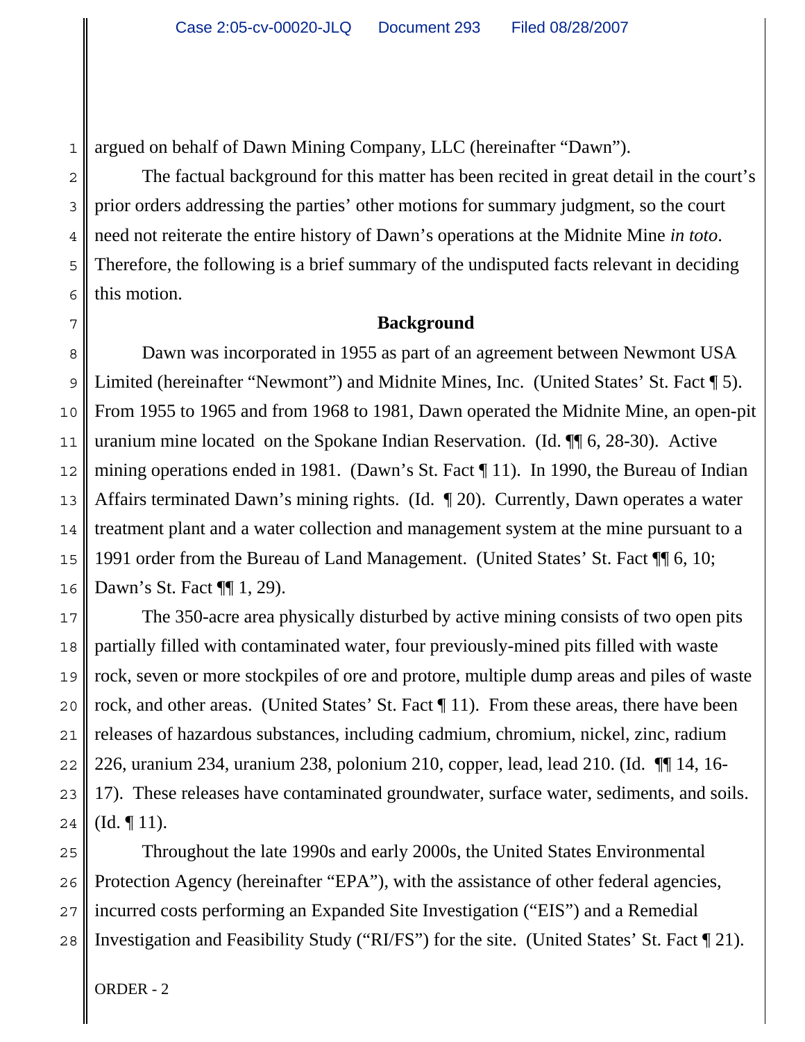argued on behalf of Dawn Mining Company, LLC (hereinafter "Dawn").

The factual background for this matter has been recited in great detail in the court's prior orders addressing the parties' other motions for summary judgment, so the court need not reiterate the entire history of Dawn's operations at the Midnite Mine *in toto*. Therefore, the following is a brief summary of the undisputed facts relevant in deciding this motion.

## Background

Dawn was incorporated in 1955 as part of an agreement between Newmont USA Limited (hereinafter "Newmont") and Midnite Mines, Inc. (United States' St. Fact ¶ 5). From 1955 to 1965 and from 1968 to 1981, Dawn operated the Midnite Mine, an open-pit uranium mine located on the Spokane Indian Reservation. (Id. ¶¶ 6, 28-30). Active mining operations ended in 1981. (Dawn's St. Fact ¶ 11). In 1990, the Bureau of Indian Affairs terminated Dawn's mining rights. (Id. ¶ 20). Currently, Dawn operates a water treatment plant and a water collection and management system at the mine pursuant to a 1991 order from the Bureau of Land Management. (United States' St. Fact ¶¶ 6, 10; Dawn's St. Fact ¶¶ 1, 29).

The 350-acre area physically disturbed by active mining consists of two open pits partially filled with contaminated water, four previously-mined pits filled with waste rock, seven or more stockpiles of ore and protore, multiple dump areas and piles of waste rock, and other areas. (United States' St. Fact ¶ 11). From these areas, there have been releases of hazardous substances, including cadmium, chromium, nickel, zinc, radium 226, uranium 234, uranium 238, polonium 210, copper, lead, lead 210. (Id. ¶¶ 14, 16-17). These releases have contaminated groundwater, surface water, sediments, and soils. (Id. ¶ 11).

Throughout the late 1990s and early 2000s, the United States Environmental Protection Agency (hereinafter "EPA"), with the assistance of other federal agencies, incurred costs performing an Expanded Site Investigation ("EIS") and a Remedial Investigation and Feasibility Study ("RI/FS") for the site. (United States' St. Fact ¶ 21).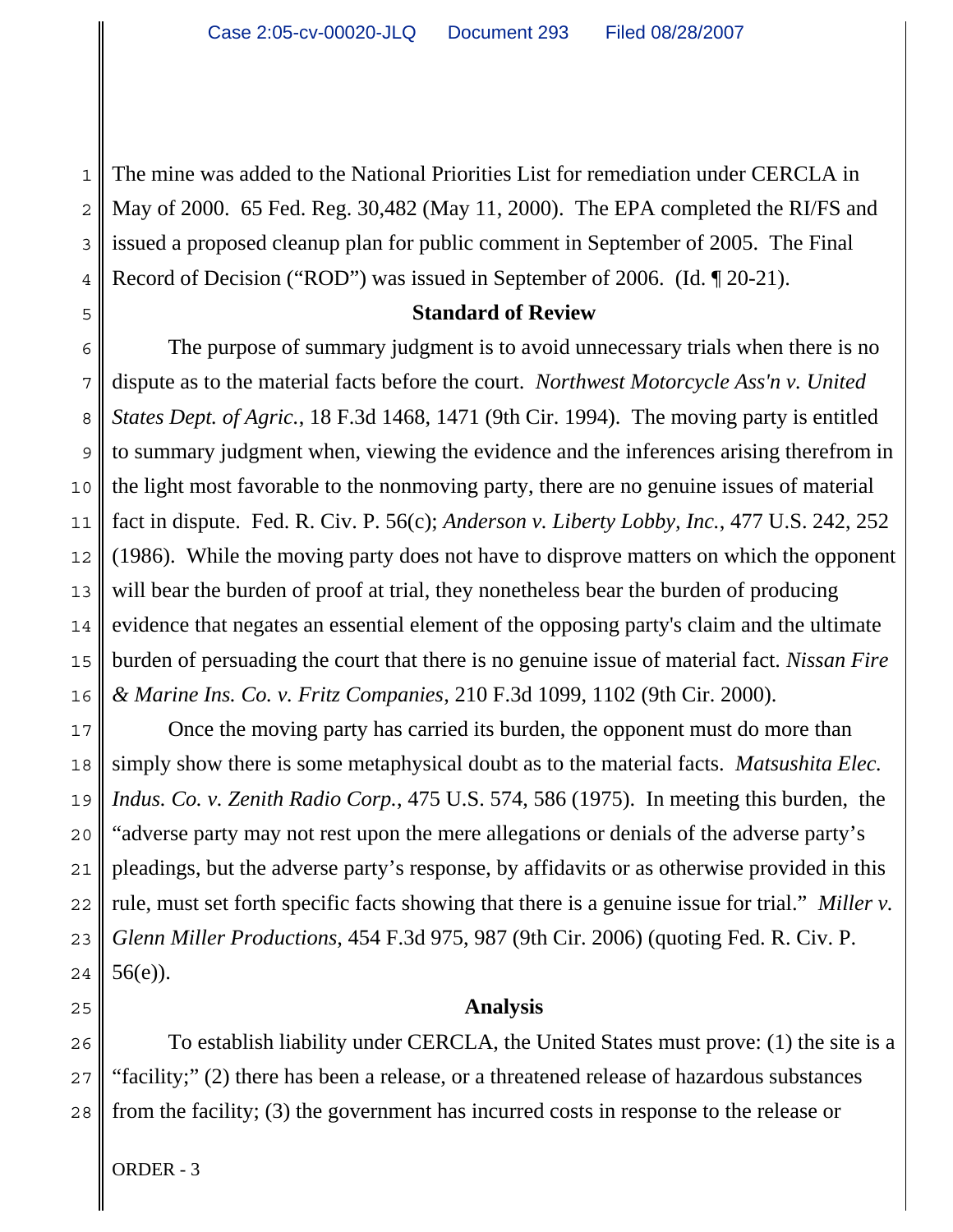The mine was added to the National Priorities List for remediation under CERCLA in May of 2000. 65 Fed. Reg. 30,482 (May 11, 2000). The EPA completed the RI/FS and issued a proposed cleanup plan for public comment in September of 2005. The Final Record of Decision ("ROD") was issued in September of 2006. (Id. ¶ 20-21).

## Standard of Review

The purpose of summary judgment is to avoid unnecessary trials when there is no dispute as to the material facts before the court. *Northwest Motorcycle Ass'n v. United States Dept. of Agric.*, 18 F.3d 1468, 1471 (9th Cir. 1994). The moving party is entitled to summary judgment when, viewing the evidence and the inferences arising therefrom in the light most favorable to the nonmoving party, there are no genuine issues of material fact in dispute. Fed. R. Civ. P. 56(c); *Anderson v. Liberty Lobby, Inc.*, 477 U.S. 242, 252 (1986). While the moving party does not have to disprove matters on which the opponent will bear the burden of proof at trial, they nonetheless bear the burden of producing evidence that negates an essential element of the opposing party's claim and the ultimate burden of persuading the court that there is no genuine issue of material fact. *Nissan Fire & Marine Ins. Co. v. Fritz Companies*, 210 F.3d 1099, 1102 (9th Cir. 2000).

Once the moving party has carried its burden, the opponent must do more than simply show there is some metaphysical doubt as to the material facts. *Matsushita Elec. Indus. Co. v. Zenith Radio Corp.*, 475 U.S. 574, 586 (1975). In meeting this burden, the "adverse party may not rest upon the mere allegations or denials of the adverse party's pleadings, but the adverse party's response, by affidavits or as otherwise provided in this rule, must set forth specific facts showing that there is a genuine issue for trial." *Miller v. Glenn Miller Productions*, 454 F.3d 975, 987 (9th Cir. 2006) (quoting Fed. R. Civ. P. 56(e)).

## Analysis

To establish liability under CERCLA, the United States must prove: (1) the site is a "facility;" (2) there has been a release, or a threatened release of hazardous substances from the facility; (3) the government has incurred costs in response to the release or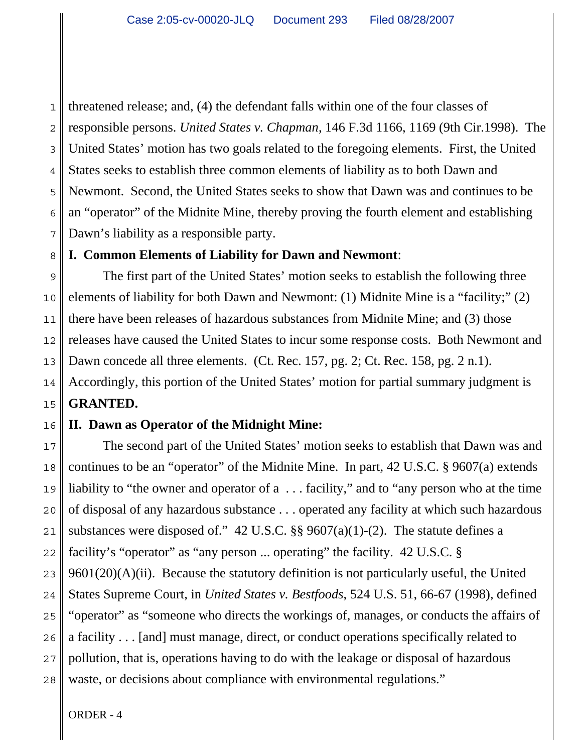threatened release; and, (4) the defendant falls within one of the four classes of responsible persons. *United States v. Chapman*, 146 F.3d 1166, 1169 (9th Cir.1998). The United States' motion has two goals related to the foregoing elements. First, the United States seeks to establish three common elements of liability as to both Dawn and Newmont. Second, the United States seeks to show that Dawn was and continues to be an "operator" of the Midnite Mine, thereby proving the fourth element and establishing Dawn's liability as a responsible party.

**I. Common Elements of Liability for Dawn and Newmont**:

The first part of the United States' motion seeks to establish the following three elements of liability for both Dawn and Newmont: (1) Midnite Mine is a "facility;" (2) there have been releases of hazardous substances from Midnite Mine; and (3) those releases have caused the United States to incur some response costs. Both Newmont and Dawn concede all three elements. (Ct. Rec. 157, pg. 2; Ct. Rec. 158, pg. 2 n.1). Accordingly, this portion of the United States' motion for partial summary judgment is **GRANTED.**

**II. Dawn as Operator of the Midnight Mine:**

The second part of the United States' motion seeks to establish that Dawn was and continues to be an "operator" of the Midnite Mine. In part, 42 U.S.C. § 9607(a) extends liability to "the owner and operator of a . . . facility," and to "any person who at the time of disposal of any hazardous substance . . . operated any facility at which such hazardous substances were disposed of." 42 U.S.C. §§ 9607(a)(1)-(2). The statute defines a facility's "operator" as "any person ... operating" the facility. 42 U.S.C. § 9601(20)(A)(ii). Because the statutory definition is not particularly useful, the United States Supreme Court, in *United States v. Bestfoods*, 524 U.S. 51, 66-67 (1998), defined "operator" as "someone who directs the workings of, manages, or conducts the affairs of a facility . . . [and] must manage, direct, or conduct operations specifically related to pollution, that is, operations having to do with the leakage or disposal of hazardous waste, or decisions about compliance with environmental regulations."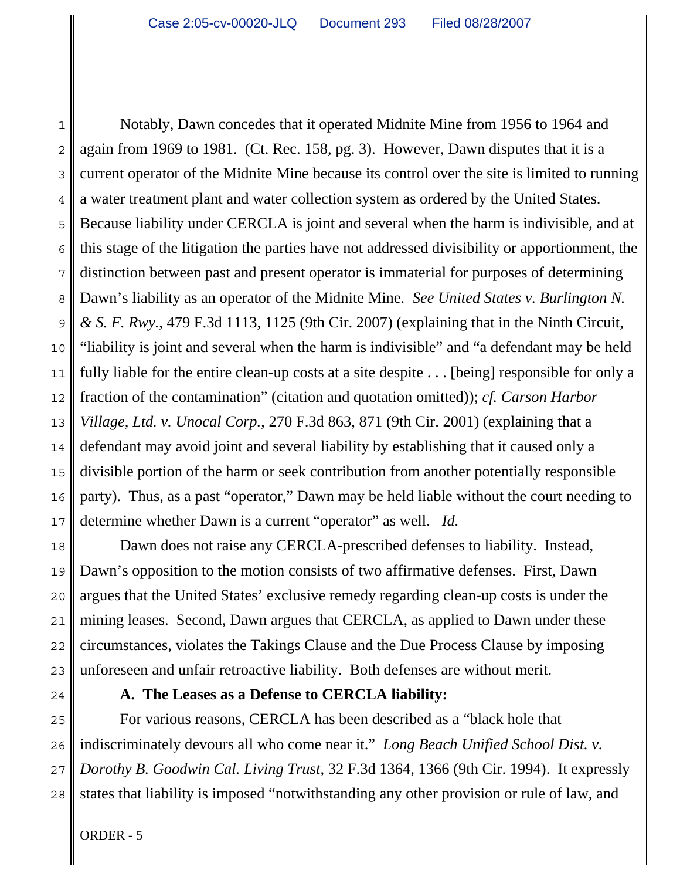Notably, Dawn concedes that it operated Midnite Mine from 1956 to 1964 and again from 1969 to 1981. (Ct. Rec. 158, pg. 3). However, Dawn disputes that it is a current operator of the Midnite Mine because its control over the site is limited to running a water treatment plant and water collection system as ordered by the United States. Because liability under CERCLA is joint and several when the harm is indivisible, and at this stage of the litigation the parties have not addressed divisibility or apportionment, the distinction between past and present operator is immaterial for purposes of determining Dawn's liability as an operator of the Midnite Mine. *See United States v. Burlington N. & S. F. Rwy.*, 479 F.3d 1113, 1125 (9th Cir. 2007) (explaining that in the Ninth Circuit, "liability is joint and several when the harm is indivisible" and "a defendant may be held fully liable for the entire clean-up costs at a site despite . . . [being] responsible for only a fraction of the contamination" (citation and quotation omitted)); *cf. Carson Harbor Village, Ltd. v. Unocal Corp.*, 270 F.3d 863, 871 (9th Cir. 2001) (explaining that a defendant may avoid joint and several liability by establishing that it caused only a divisible portion of the harm or seek contribution from another potentially responsible party). Thus, as a past "operator," Dawn may be held liable without the court needing to determine whether Dawn is a current "operator" as well. *Id.*

Dawn does not raise any CERCLA-prescribed defenses to liability. Instead, Dawn's opposition to the motion consists of two affirmative defenses. First, Dawn argues that the United States' exclusive remedy regarding clean-up costs is under the mining leases. Second, Dawn argues that CERCLA, as applied to Dawn under these circumstances, violates the Takings Clause and the Due Process Clause by imposing unforeseen and unfair retroactive liability. Both defenses are without merit.

**A. The Leases as a Defense to CERCLA liability:**

For various reasons, CERCLA has been described as a "black hole that indiscriminately devours all who come near it." *Long Beach Unified School Dist. v. Dorothy B. Goodwin Cal. Living Trust*, 32 F.3d 1364, 1366 (9th Cir. 1994). It expressly states that liability is imposed "notwithstanding any other provision or rule of law, and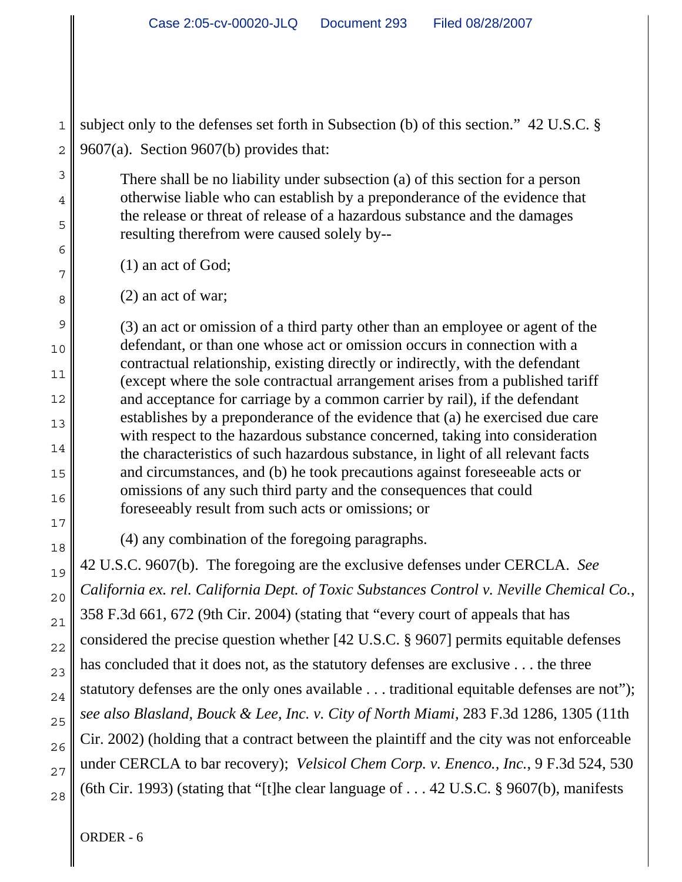subject only to the defenses set forth in Subsection (b) of this section." 42 U.S.C. § 9607(a). Section 9607(b) provides that:

> There shall be no liability under subsection (a) of this section for a person otherwise liable who can establish by a preponderance of the evidence that the release or threat of release of a hazardous substance and the damages resulting therefrom were caused solely by--
>
> (1) an act of God;
>
> (2) an act of war;
>
> (3) an act or omission of a third party other than an employee or agent of the defendant, or than one whose act or omission occurs in connection with a contractual relationship, existing directly or indirectly, with the defendant (except where the sole contractual arrangement arises from a published tariff and acceptance for carriage by a common carrier by rail), if the defendant establishes by a preponderance of the evidence that (a) he exercised due care with respect to the hazardous substance concerned, taking into consideration the characteristics of such hazardous substance, in light of all relevant facts and circumstances, and (b) he took precautions against foreseeable acts or omissions of any such third party and the consequences that could foreseeably result from such acts or omissions; or
>
> (4) any combination of the foregoing paragraphs.

42 U.S.C. 9607(b). The foregoing are the exclusive defenses under CERCLA. *See California ex. rel. California Dept. of Toxic Substances Control v. Neville Chemical Co.*, 358 F.3d 661, 672 (9th Cir. 2004) (stating that "every court of appeals that has considered the precise question whether [42 U.S.C. § 9607] permits equitable defenses has concluded that it does not, as the statutory defenses are exclusive . . . the three statutory defenses are the only ones available . . . traditional equitable defenses are not"); *see also Blasland, Bouck & Lee, Inc. v. City of North Miami*, 283 F.3d 1286, 1305 (11th Cir. 2002) (holding that a contract between the plaintiff and the city was not enforceable under CERCLA to bar recovery); *Velsicol Chem Corp. v. Enenco., Inc.*, 9 F.3d 524, 530 (6th Cir. 1993) (stating that "[t]he clear language of . . . 42 U.S.C. § 9607(b), manifests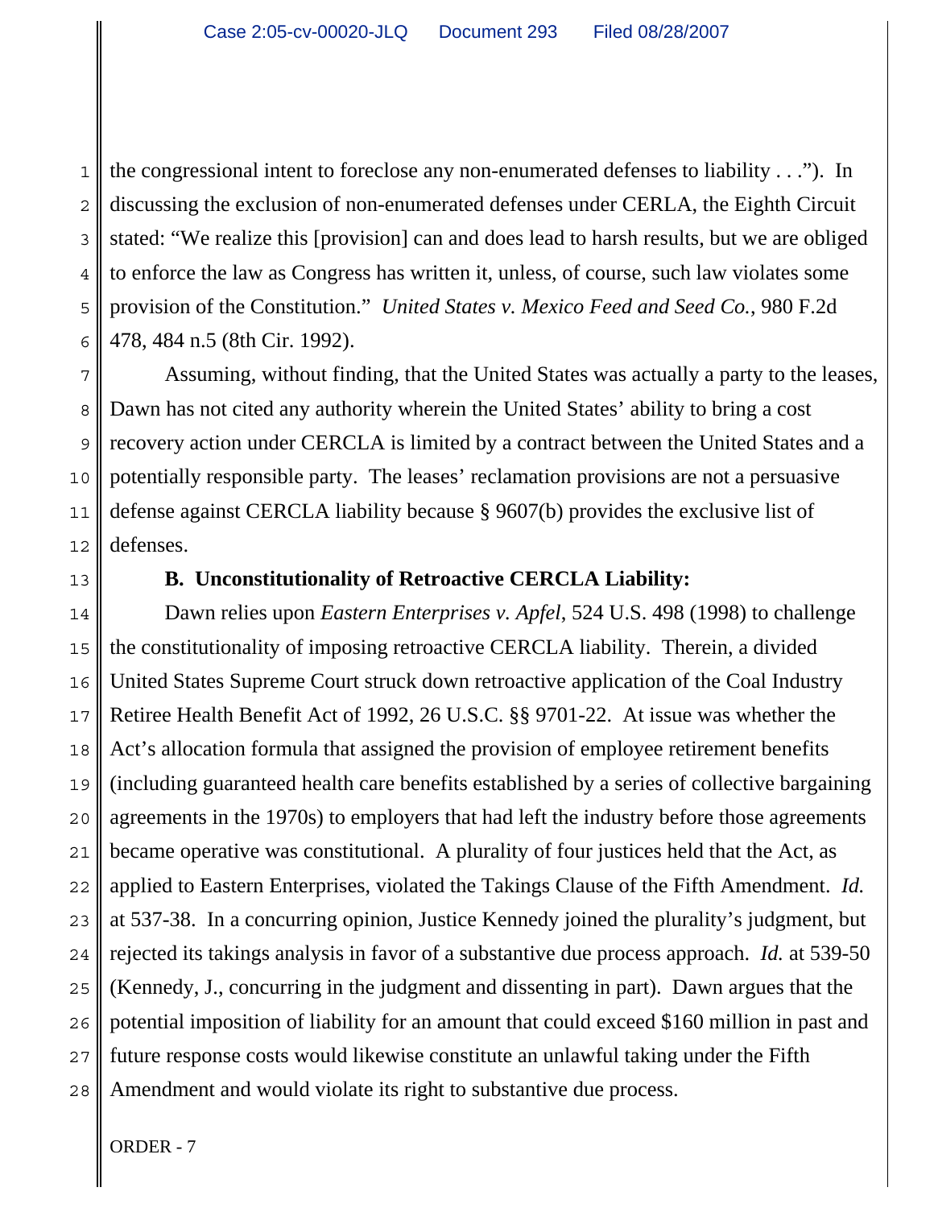the congressional intent to foreclose any non-enumerated defenses to liability . . ."). In discussing the exclusion of non-enumerated defenses under CERLA, the Eighth Circuit stated: "We realize this [provision] can and does lead to harsh results, but we are obliged to enforce the law as Congress has written it, unless, of course, such law violates some provision of the Constitution." *United States v. Mexico Feed and Seed Co.*, 980 F.2d 478, 484 n.5 (8th Cir. 1992).

Assuming, without finding, that the United States was actually a party to the leases, Dawn has not cited any authority wherein the United States' ability to bring a cost recovery action under CERCLA is limited by a contract between the United States and a potentially responsible party. The leases' reclamation provisions are not a persuasive defense against CERCLA liability because § 9607(b) provides the exclusive list of defenses.

**B. Unconstitutionality of Retroactive CERCLA Liability:**

Dawn relies upon *Eastern Enterprises v. Apfel*, 524 U.S. 498 (1998) to challenge the constitutionality of imposing retroactive CERCLA liability. Therein, a divided United States Supreme Court struck down retroactive application of the Coal Industry Retiree Health Benefit Act of 1992, 26 U.S.C. §§ 9701-22. At issue was whether the Act's allocation formula that assigned the provision of employee retirement benefits (including guaranteed health care benefits established by a series of collective bargaining agreements in the 1970s) to employers that had left the industry before those agreements became operative was constitutional. A plurality of four justices held that the Act, as applied to Eastern Enterprises, violated the Takings Clause of the Fifth Amendment. *Id.* at 537-38. In a concurring opinion, Justice Kennedy joined the plurality's judgment, but rejected its takings analysis in favor of a substantive due process approach. *Id.* at 539-50 (Kennedy, J., concurring in the judgment and dissenting in part). Dawn argues that the potential imposition of liability for an amount that could exceed $160 million in past and future response costs would likewise constitute an unlawful taking under the Fifth Amendment and would violate its right to substantive due process.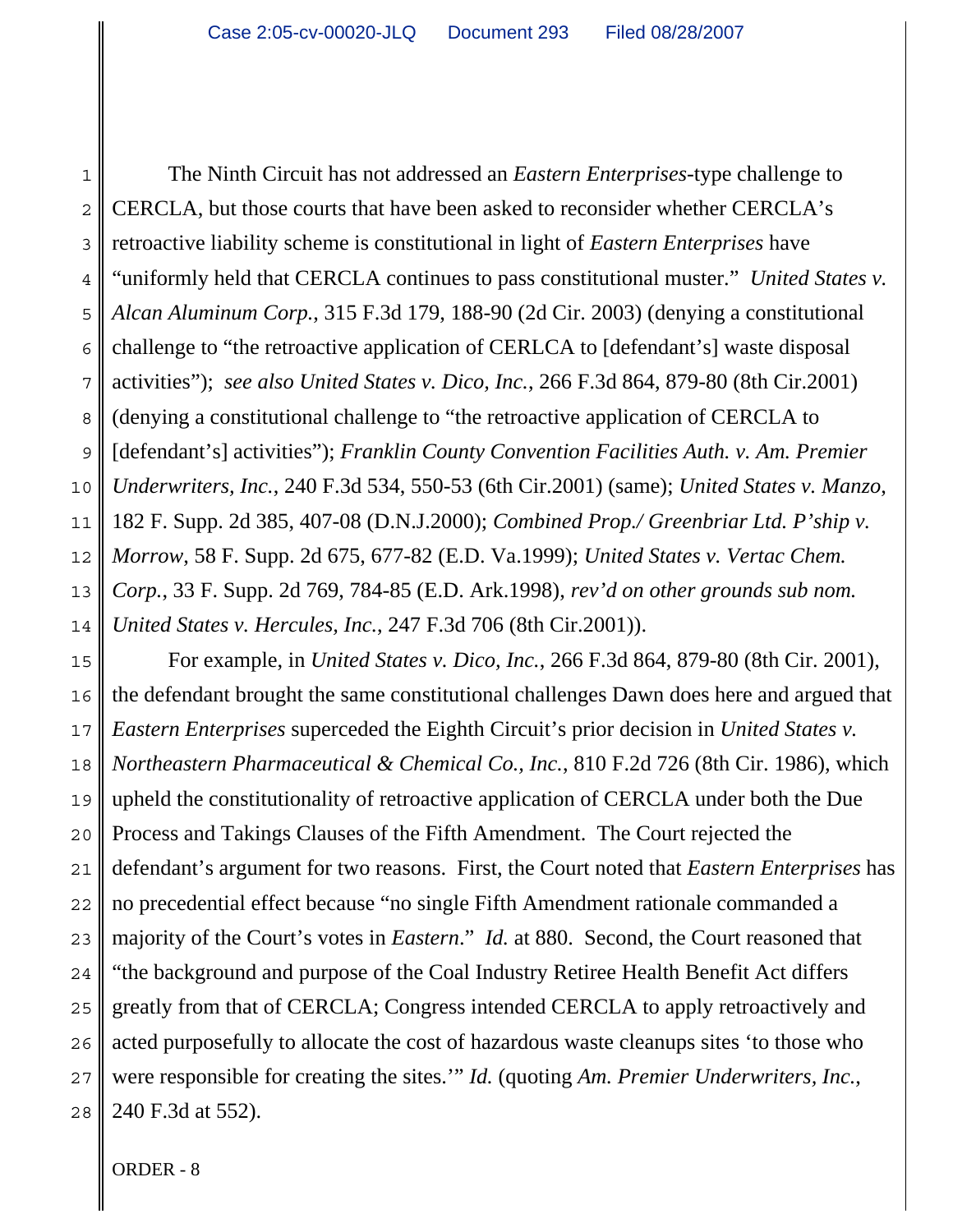The Ninth Circuit has not addressed an *Eastern Enterprises*-type challenge to CERCLA, but those courts that have been asked to reconsider whether CERCLA's retroactive liability scheme is constitutional in light of *Eastern Enterprises* have "uniformly held that CERCLA continues to pass constitutional muster." *United States v. Alcan Aluminum Corp.*, 315 F.3d 179, 188-90 (2d Cir. 2003) (denying a constitutional challenge to "the retroactive application of CERLCA to [defendant's] waste disposal activities"); *see also United States v. Dico, Inc.*, 266 F.3d 864, 879-80 (8th Cir.2001) (denying a constitutional challenge to "the retroactive application of CERCLA to [defendant's] activities"); *Franklin County Convention Facilities Auth. v. Am. Premier Underwriters, Inc.*, 240 F.3d 534, 550-53 (6th Cir.2001) (same); *United States v. Manzo*, 182 F. Supp. 2d 385, 407-08 (D.N.J.2000); *Combined Prop./ Greenbriar Ltd. P'ship v. Morrow*, 58 F. Supp. 2d 675, 677-82 (E.D. Va.1999); *United States v. Vertac Chem. Corp.*, 33 F. Supp. 2d 769, 784-85 (E.D. Ark.1998), *rev'd on other grounds sub nom. United States v. Hercules, Inc.*, 247 F.3d 706 (8th Cir.2001)).

For example, in *United States v. Dico, Inc.*, 266 F.3d 864, 879-80 (8th Cir. 2001), the defendant brought the same constitutional challenges Dawn does here and argued that *Eastern Enterprises* superceded the Eighth Circuit's prior decision in *United States v. Northeastern Pharmaceutical & Chemical Co., Inc.*, 810 F.2d 726 (8th Cir. 1986), which upheld the constitutionality of retroactive application of CERCLA under both the Due Process and Takings Clauses of the Fifth Amendment. The Court rejected the defendant's argument for two reasons. First, the Court noted that *Eastern Enterprises* has no precedential effect because "no single Fifth Amendment rationale commanded a majority of the Court's votes in *Eastern*." *Id.* at 880. Second, the Court reasoned that "the background and purpose of the Coal Industry Retiree Health Benefit Act differs greatly from that of CERCLA; Congress intended CERCLA to apply retroactively and acted purposefully to allocate the cost of hazardous waste cleanups sites 'to those who were responsible for creating the sites.'" *Id.* (quoting *Am. Premier Underwriters, Inc.*, 240 F.3d at 552).

ORDER - 8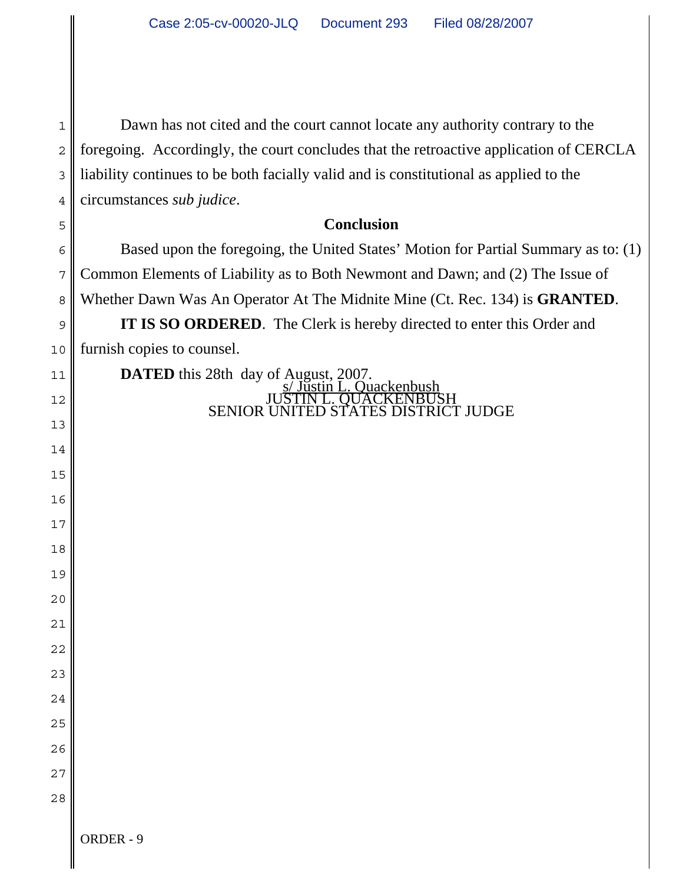Dawn has not cited and the court cannot locate any authority contrary to the foregoing. Accordingly, the court concludes that the retroactive application of CERCLA liability continues to be both facially valid and is constitutional as applied to the circumstances *sub judice*.

## Conclusion

Based upon the foregoing, the United States' Motion for Partial Summary as to: (1) Common Elements of Liability as to Both Newmont and Dawn; and (2) The Issue of Whether Dawn Was An Operator At The Midnite Mine (Ct. Rec. 134) is **GRANTED**.

**IT IS SO ORDERED**. The Clerk is hereby directed to enter this Order and furnish copies to counsel.

**DATED** this 28th day of August, 2007.

s/ Justin L. Quackenbush
JUSTIN L. QUACKENBUSH
SENIOR UNITED STATES DISTRICT JUDGE

ORDER - 9